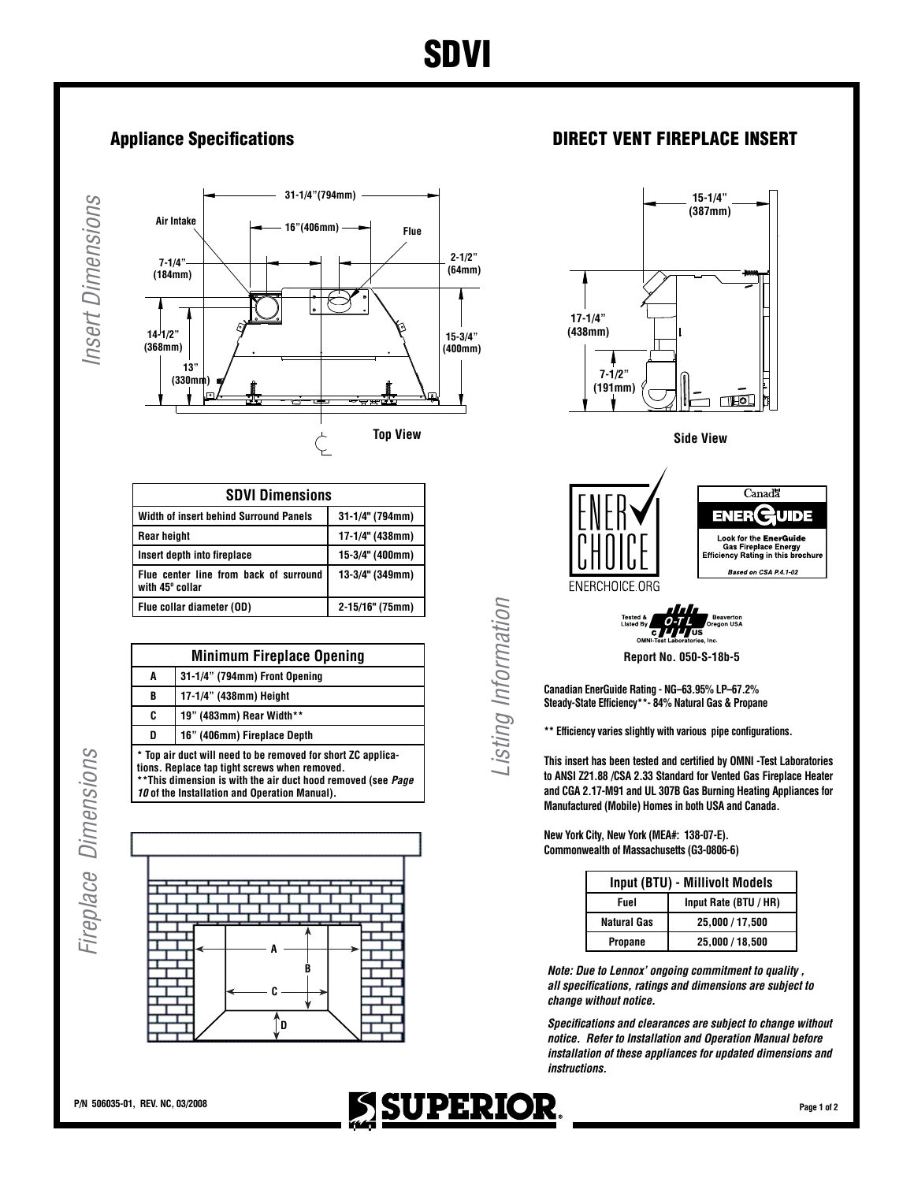# SDVI

## Appliance Specifications

*Insert Dimensions*

31-1/4"(794mm)
Air Intake
16"(406mm)
Flue
7-1/4" (184mm)
2-1/2" (64mm)
14-1/2" (368mm)
15-3/4" (400mm)
13" (330mm)

Top View

| SDVI Dimensions | |
|---|---|
| Width of insert behind Surround Panels | 31-1/4" (794mm) |
| Rear height | 17-1/4" (438mm) |
| Insert depth into fireplace | 15-3/4" (400mm) |
| Flue center line from back of surround with 45° collar | 13-3/4" (349mm) |
| Flue collar diameter (OD) | 2-15/16" (75mm) |

*Fireplace Dimensions*

| Minimum Fireplace Opening | |
|---|---|
| A | 31-1/4" (794mm) Front Opening |
| B | 17-1/4" (438mm) Height |
| C | 19" (483mm) Rear Width** |
| D | 16" (406mm) Fireplace Depth |

* Top air duct will need to be removed for short ZC applications. Replace tap tight screws when removed.
**This dimension is with the air duct hood removed (see *Page 10* of the Installation and Operation Manual).

## DIRECT VENT FIREPLACE INSERT

15-1/4" (387mm)
17-1/4" (438mm)
7-1/2" (191mm)

Side View

*Listing Information*

ENERCHOICE
ENERCHOICE.ORG

Canada
ENERGUIDE
Look for the EnerGuide Gas Fireplace Energy Efficiency Rating in this brochure
*Based on CSA P.4.1-02*

Tested & Listed By O-TL C US Beaverton Oregon USA
OMNI-Test Laboratories, Inc.

**Report No. 050-S-18b-5**

**Canadian EnerGuide Rating - NG–63.95% LP–67.2%**
**Steady-State Efficiency**- 84% Natural Gas & Propane**

**** Efficiency varies slightly with various pipe configurations.**

**This insert has been tested and certified by OMNI -Test Laboratories to ANSI Z21.88 /CSA 2.33 Standard for Vented Gas Fireplace Heater and CGA 2.17-M91 and UL 307B Gas Burning Heating Appliances for Manufactured (Mobile) Homes in both USA and Canada.**

**New York City, New York (MEA#: 138-07-E).**
**Commonwealth of Massachusetts (G3-0806-6)**

| Input (BTU) - Millivolt Models | |
|---|---|
| Fuel | Input Rate (BTU / HR) |
| Natural Gas | 25,000 / 17,500 |
| Propane | 25,000 / 18,500 |

***Note: Due to Lennox' ongoing commitment to quality , all specifications, ratings and dimensions are subject to change without notice.***

***Specifications and clearances are subject to change without notice. Refer to Installation and Operation Manual before installation of these appliances for updated dimensions and instructions.***

P/N 506035-01, REV. NC, 03/2008

SUPERIOR®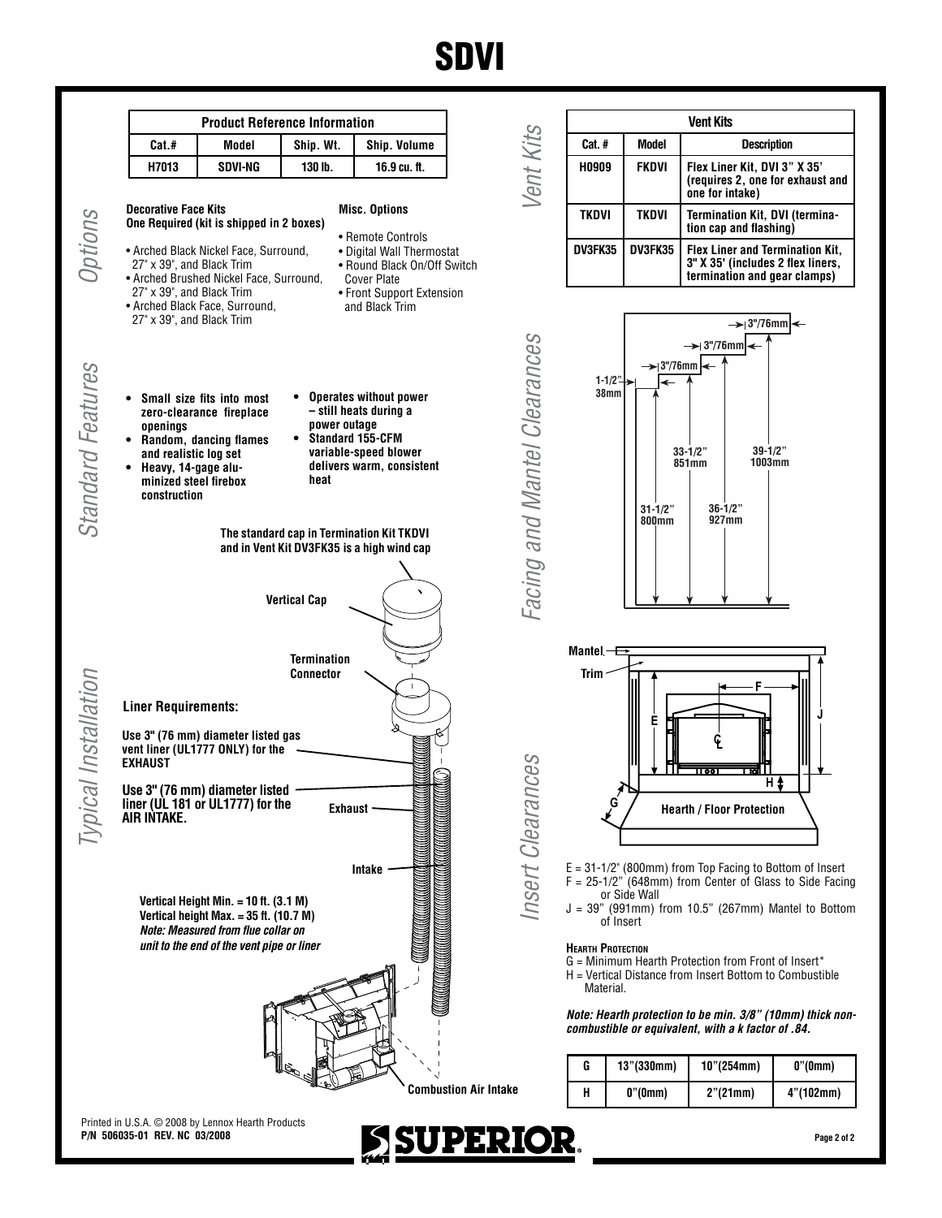# SDVI

| Product Reference Information | | | |
|---|---|---|---|
| Cat.# | Model | Ship. Wt. | Ship. Volume |
| H7013 | SDVI-NG | 130 lb. | 16.9 cu. ft. |

## Options

**Decorative Face Kits**
**One Required (kit is shipped in 2 boxes)**

- Arched Black Nickel Face, Surround, 27" x 39", and Black Trim
- Arched Brushed Nickel Face, Surround, 27" x 39", and Black Trim
- Arched Black Face, Surround, 27" x 39", and Black Trim

**Misc. Options**

- Remote Controls
- Digital Wall Thermostat
- Round Black On/Off Switch Cover Plate
- Front Support Extension and Black Trim

## Standard Features

- **Small size fits into most zero-clearance fireplace openings**
- **Random, dancing flames and realistic log set**
- **Heavy, 14-gage aluminized steel firebox construction**
- **Operates without power – still heats during a power outage**
- **Standard 155-CFM variable-speed blower delivers warm, consistent heat**

## Typical Installation

**The standard cap in Termination Kit TKDVI and in Vent Kit DV3FK35 is a high wind cap**

Vertical Cap

Termination Connector

**Liner Requirements:**

**Use 3" (76 mm) diameter listed gas vent liner (UL1777 ONLY) for the EXHAUST**

**Use 3" (76 mm) diameter listed liner (UL 181 or UL1777) for the AIR INTAKE.**

Exhaust

Intake

**Vertical Height Min. = 10 ft. (3.1 M)**
**Vertical height Max. = 35 ft. (10.7 M)**
***Note: Measured from flue collar on unit to the end of the vent pipe or liner***

Combustion Air Intake

## Vent Kits

| Vent Kits | | |
|---|---|---|
| Cat. # | Model | Description |
| H0909 | FKDVI | Flex Liner Kit, DVI 3" X 35' (requires 2, one for exhaust and one for intake) |
| TKDVI | TKDVI | Termination Kit, DVI (termination cap and flashing) |
| DV3FK35 | DV3FK35 | Flex Liner and Termination Kit, 3" X 35' (includes 2 flex liners, termination and gear clamps) |

## Facing and Mantel Clearances

1-1/2" 38mm
3"/76mm
3"/76mm
3"/76mm
31-1/2" 800mm
33-1/2" 851mm
36-1/2" 927mm
39-1/2" 1003mm

## Insert Clearances

Mantel
Trim
E
F
J
H
G
Hearth / Floor Protection

E = 31-1/2" (800mm) from Top Facing to Bottom of Insert
F = 25-1/2" (648mm) from Center of Glass to Side Facing or Side Wall
J = 39" (991mm) from 10.5" (267mm) Mantel to Bottom of Insert

**Hearth Protection**
G = Minimum Hearth Protection from Front of Insert*
H = Vertical Distance from Insert Bottom to Combustible Material.

***Note: Hearth protection to be min. 3/8" (10mm) thick non-combustible or equivalent, with a k factor of .84.***

| | | | |
|---|---|---|---|
| G | 13"(330mm) | 10"(254mm) | 0"(0mm) |
| H | 0"(0mm) | 2"(21mm) | 4"(102mm) |

Printed in U.S.A. © 2008 by Lennox Hearth Products
**P/N 506035-01 REV. NC 03/2008**

SUPERIOR